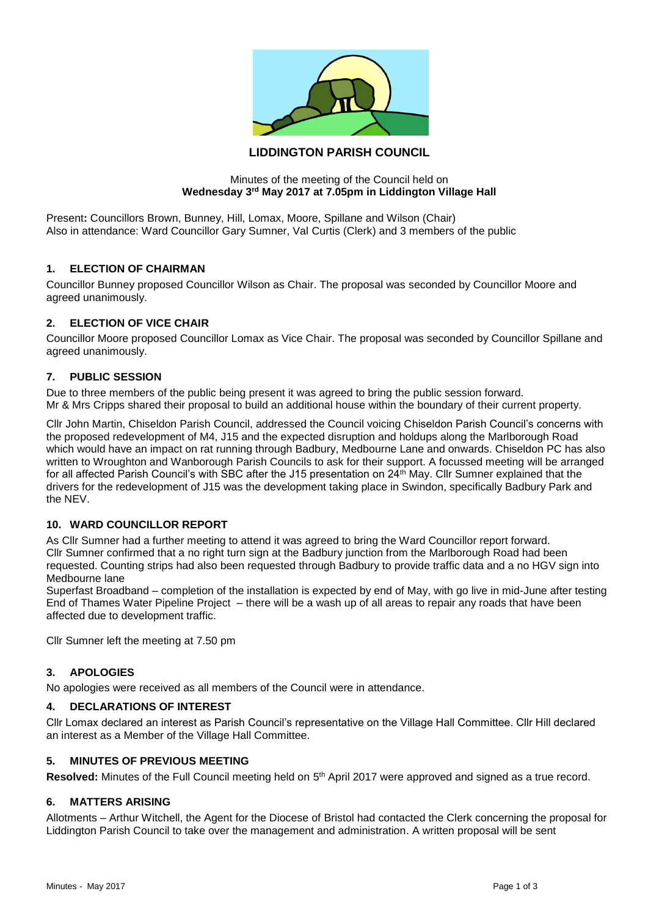# LIDDINGTON PARISH COUNCIL

Minutes of the meeting of the Council held on
**Wednesday 3rd May 2017 at 7.05pm in Liddington Village Hall**

Present**:** Councillors Brown, Bunney, Hill, Lomax, Moore, Spillane and Wilson (Chair)
Also in attendance: Ward Councillor Gary Sumner, Val Curtis (Clerk) and 3 members of the public

## 1. ELECTION OF CHAIRMAN

Councillor Bunney proposed Councillor Wilson as Chair. The proposal was seconded by Councillor Moore and agreed unanimously.

## 2. ELECTION OF VICE CHAIR

Councillor Moore proposed Councillor Lomax as Vice Chair. The proposal was seconded by Councillor Spillane and agreed unanimously.

## 7. PUBLIC SESSION

Due to three members of the public being present it was agreed to bring the public session forward.
Mr & Mrs Cripps shared their proposal to build an additional house within the boundary of their current property.

Cllr John Martin, Chiseldon Parish Council, addressed the Council voicing Chiseldon Parish Council's concerns with the proposed redevelopment of M4, J15 and the expected disruption and holdups along the Marlborough Road which would have an impact on rat running through Badbury, Medbourne Lane and onwards. Chiseldon PC has also written to Wroughton and Wanborough Parish Councils to ask for their support. A focussed meeting will be arranged for all affected Parish Council's with SBC after the J15 presentation on 24th May. Cllr Sumner explained that the drivers for the redevelopment of J15 was the development taking place in Swindon, specifically Badbury Park and the NEV.

## 10. WARD COUNCILLOR REPORT

As Cllr Sumner had a further meeting to attend it was agreed to bring the Ward Councillor report forward.
Cllr Sumner confirmed that a no right turn sign at the Badbury junction from the Marlborough Road had been requested. Counting strips had also been requested through Badbury to provide traffic data and a no HGV sign into Medbourne lane
Superfast Broadband – completion of the installation is expected by end of May, with go live in mid-June after testing
End of Thames Water Pipeline Project – there will be a wash up of all areas to repair any roads that have been affected due to development traffic.

Cllr Sumner left the meeting at 7.50 pm

## 3. APOLOGIES

No apologies were received as all members of the Council were in attendance.

## 4. DECLARATIONS OF INTEREST

Cllr Lomax declared an interest as Parish Council's representative on the Village Hall Committee. Cllr Hill declared an interest as a Member of the Village Hall Committee.

## 5. MINUTES OF PREVIOUS MEETING

**Resolved:** Minutes of the Full Council meeting held on 5th April 2017 were approved and signed as a true record.

## 6. MATTERS ARISING

Allotments – Arthur Witchell, the Agent for the Diocese of Bristol had contacted the Clerk concerning the proposal for Liddington Parish Council to take over the management and administration. A written proposal will be sent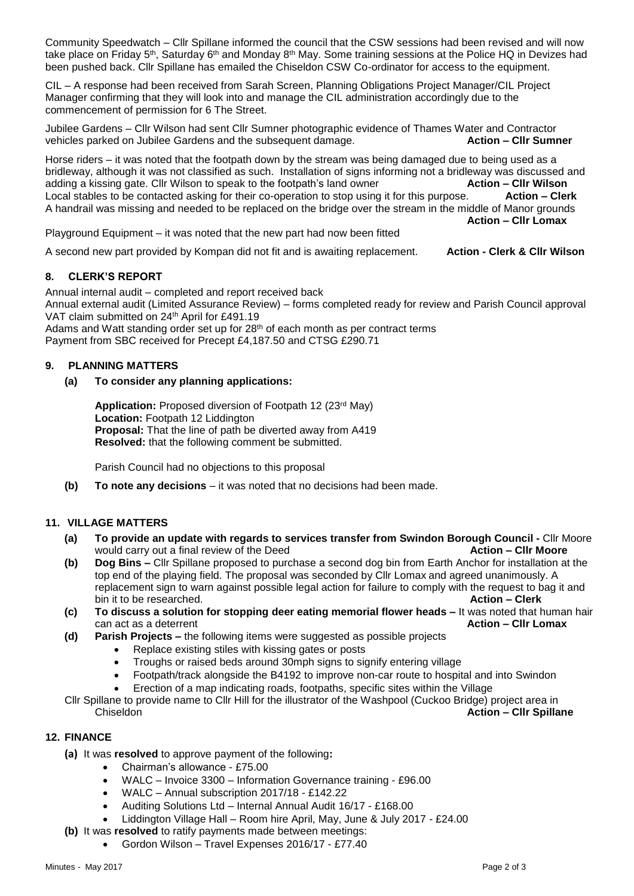Community Speedwatch – Cllr Spillane informed the council that the CSW sessions had been revised and will now take place on Friday 5th, Saturday 6th and Monday 8th May. Some training sessions at the Police HQ in Devizes had been pushed back. Cllr Spillane has emailed the Chiseldon CSW Co-ordinator for access to the equipment.

CIL – A response had been received from Sarah Screen, Planning Obligations Project Manager/CIL Project Manager confirming that they will look into and manage the CIL administration accordingly due to the commencement of permission for 6 The Street.

Jubilee Gardens – Cllr Wilson had sent Cllr Sumner photographic evidence of Thames Water and Contractor vehicles parked on Jubilee Gardens and the subsequent damage. **Action – Cllr Sumner**

Horse riders – it was noted that the footpath down by the stream was being damaged due to being used as a bridleway, although it was not classified as such. Installation of signs informing not a bridleway was discussed and adding a kissing gate. Cllr Wilson to speak to the footpath's land owner **Action – Cllr Wilson**
Local stables to be contacted asking for their co-operation to stop using it for this purpose. **Action – Clerk**
A handrail was missing and needed to be replaced on the bridge over the stream in the middle of Manor grounds **Action – Cllr Lomax**

Playground Equipment – it was noted that the new part had now been fitted

A second new part provided by Kompan did not fit and is awaiting replacement. **Action - Clerk & Cllr Wilson**

## 8. CLERK'S REPORT

Annual internal audit – completed and report received back
Annual external audit (Limited Assurance Review) – forms completed ready for review and Parish Council approval
VAT claim submitted on 24th April for £491.19
Adams and Watt standing order set up for 28th of each month as per contract terms
Payment from SBC received for Precept £4,187.50 and CTSG £290.71

## 9. PLANNING MATTERS

**(a) To consider any planning applications:**

**Application:** Proposed diversion of Footpath 12 (23rd May)
**Location:** Footpath 12 Liddington
**Proposal:** That the line of path be diverted away from A419
**Resolved:** that the following comment be submitted.

Parish Council had no objections to this proposal

**(b) To note any decisions** – it was noted that no decisions had been made.

## 11. VILLAGE MATTERS

**(a) To provide an update with regards to services transfer from Swindon Borough Council -** Cllr Moore would carry out a final review of the Deed **Action – Cllr Moore**

**(b) Dog Bins –** Cllr Spillane proposed to purchase a second dog bin from Earth Anchor for installation at the top end of the playing field. The proposal was seconded by Cllr Lomax and agreed unanimously. A replacement sign to warn against possible legal action for failure to comply with the request to bag it and bin it to be researched. **Action – Clerk**

**(c) To discuss a solution for stopping deer eating memorial flower heads –** It was noted that human hair can act as a deterrent **Action – Cllr Lomax**

**(d) Parish Projects –** the following items were suggested as possible projects
- Replace existing stiles with kissing gates or posts
- Troughs or raised beds around 30mph signs to signify entering village
- Footpath/track alongside the B4192 to improve non-car route to hospital and into Swindon
- Erection of a map indicating roads, footpaths, specific sites within the Village

Cllr Spillane to provide name to Cllr Hill for the illustrator of the Washpool (Cuckoo Bridge) project area in Chiseldon **Action – Cllr Spillane**

## 12. FINANCE

**(a)** It was **resolved** to approve payment of the following**:**
- Chairman's allowance - £75.00
- WALC – Invoice 3300 – Information Governance training - £96.00
- WALC – Annual subscription 2017/18 - £142.22
- Auditing Solutions Ltd – Internal Annual Audit 16/17 - £168.00
- Liddington Village Hall – Room hire April, May, June & July 2017 - £24.00

**(b)** It was **resolved** to ratify payments made between meetings:
- Gordon Wilson – Travel Expenses 2016/17 - £77.40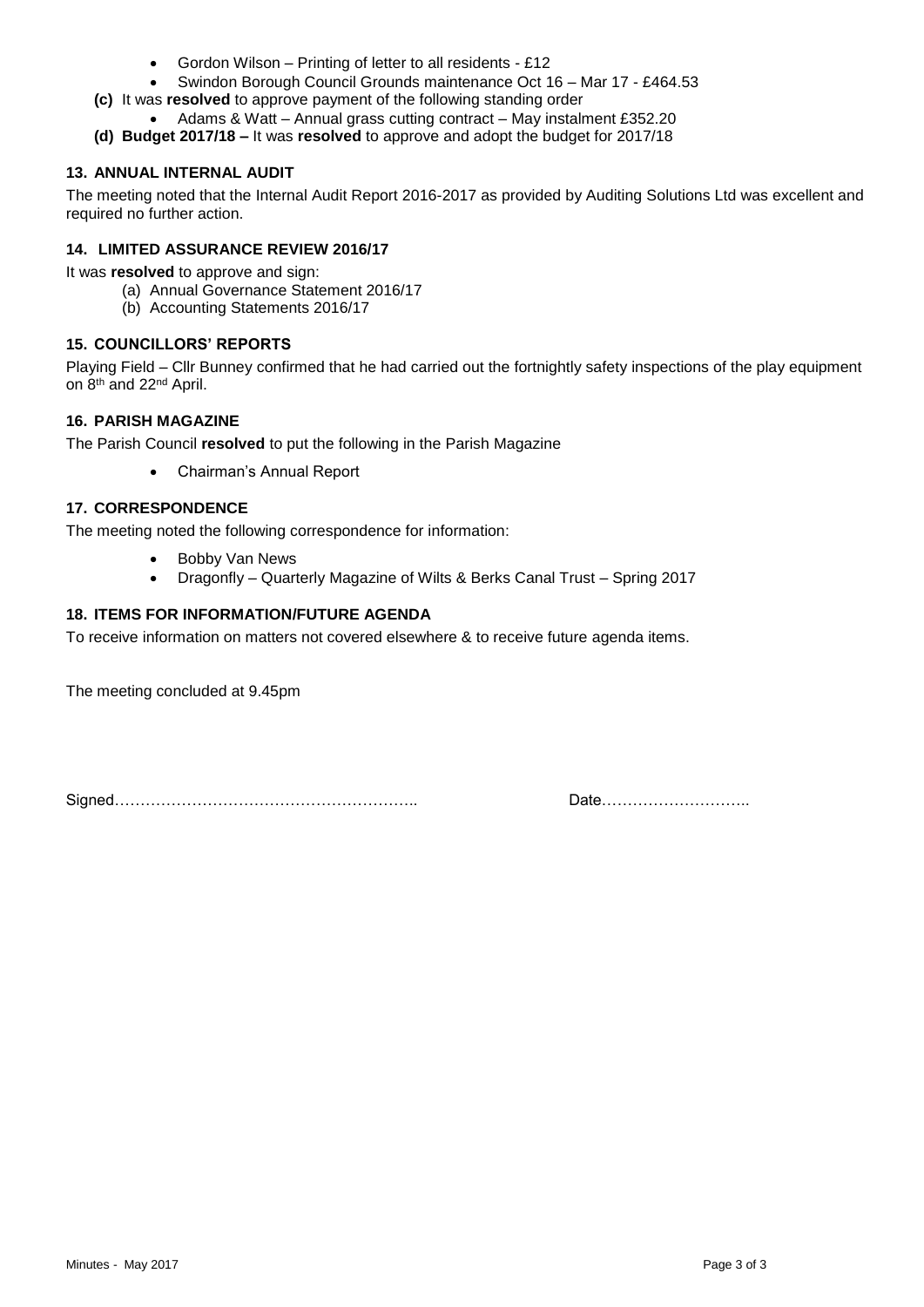- Gordon Wilson – Printing of letter to all residents - £12
- Swindon Borough Council Grounds maintenance Oct 16 – Mar 17 - £464.53

**(c)** It was **resolved** to approve payment of the following standing order

- Adams & Watt – Annual grass cutting contract – May instalment £352.20

**(d) Budget 2017/18 –** It was **resolved** to approve and adopt the budget for 2017/18

### 13. ANNUAL INTERNAL AUDIT

The meeting noted that the Internal Audit Report 2016-2017 as provided by Auditing Solutions Ltd was excellent and required no further action.

### 14. LIMITED ASSURANCE REVIEW 2016/17

It was **resolved** to approve and sign:

(a) Annual Governance Statement 2016/17
(b) Accounting Statements 2016/17

### 15. COUNCILLORS' REPORTS

Playing Field – Cllr Bunney confirmed that he had carried out the fortnightly safety inspections of the play equipment on 8th and 22nd April.

### 16. PARISH MAGAZINE

The Parish Council **resolved** to put the following in the Parish Magazine

- Chairman's Annual Report

### 17. CORRESPONDENCE

The meeting noted the following correspondence for information:

- Bobby Van News
- Dragonfly – Quarterly Magazine of Wilts & Berks Canal Trust – Spring 2017

### 18. ITEMS FOR INFORMATION/FUTURE AGENDA

To receive information on matters not covered elsewhere & to receive future agenda items.

The meeting concluded at 9.45pm

Signed………………………………………………….. Date………………………..